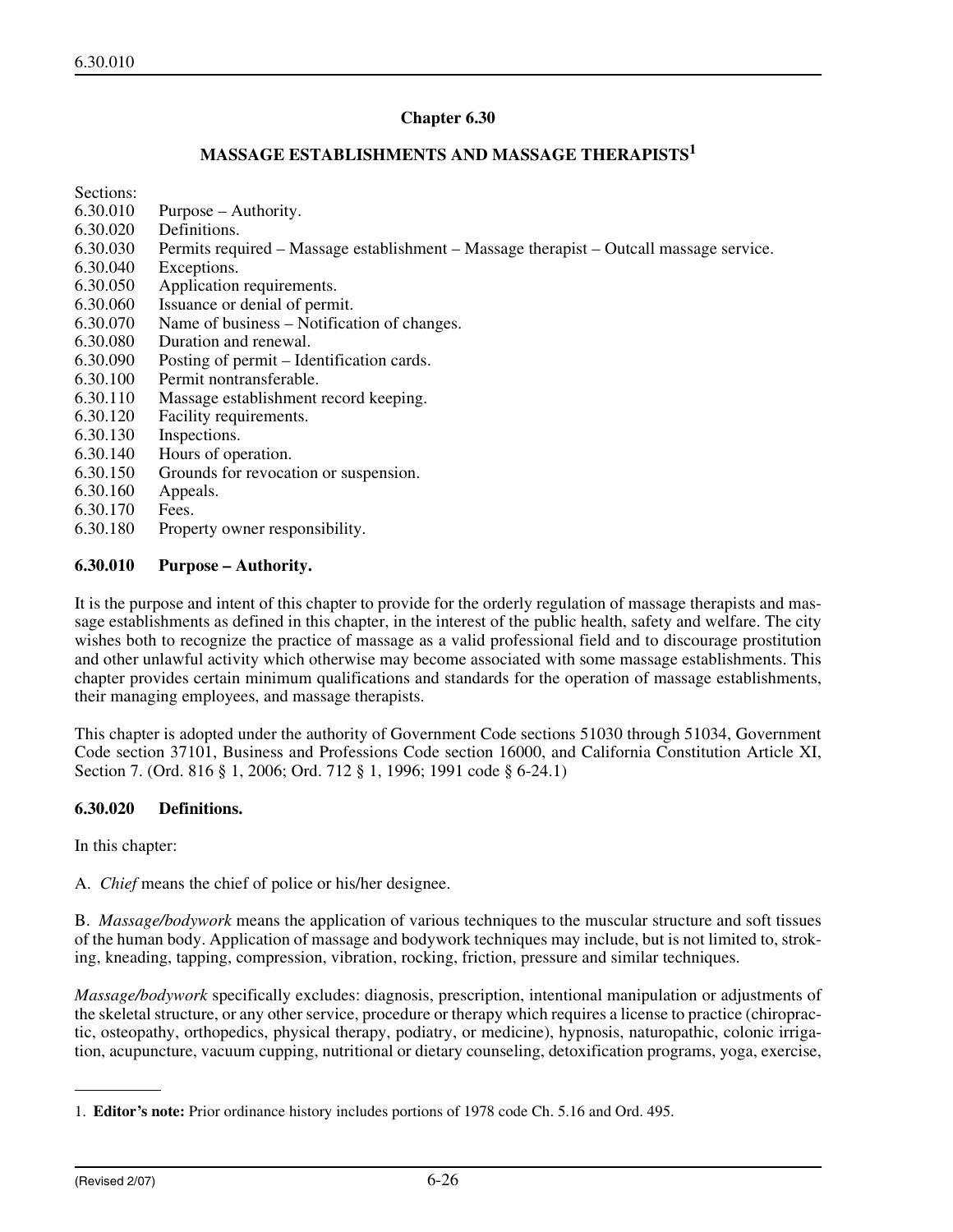# Chapter 6.30

## MASSAGE ESTABLISHMENTS AND MASSAGE THERAPISTS[1]

Sections:

- 6.30.010 Purpose – Authority.
- 6.30.020 Definitions.
- 6.30.030 Permits required – Massage establishment – Massage therapist – Outcall massage service.
- 6.30.040 Exceptions.
- 6.30.050 Application requirements.
- 6.30.060 Issuance or denial of permit.
- 6.30.070 Name of business – Notification of changes.
- 6.30.080 Duration and renewal.
- 6.30.090 Posting of permit – Identification cards.
- 6.30.100 Permit nontransferable.
- 6.30.110 Massage establishment record keeping.
- 6.30.120 Facility requirements.
- 6.30.130 Inspections.
- 6.30.140 Hours of operation.
- 6.30.150 Grounds for revocation or suspension.
- 6.30.160 Appeals.
- 6.30.170 Fees.
- 6.30.180 Property owner responsibility.

### 6.30.010 Purpose – Authority.

It is the purpose and intent of this chapter to provide for the orderly regulation of massage therapists and massage establishments as defined in this chapter, in the interest of the public health, safety and welfare. The city wishes both to recognize the practice of massage as a valid professional field and to discourage prostitution and other unlawful activity which otherwise may become associated with some massage establishments. This chapter provides certain minimum qualifications and standards for the operation of massage establishments, their managing employees, and massage therapists.

This chapter is adopted under the authority of Government Code sections 51030 through 51034, Government Code section 37101, Business and Professions Code section 16000, and California Constitution Article XI, Section 7. (Ord. 816 § 1, 2006; Ord. 712 § 1, 1996; 1991 code § 6-24.1)

### 6.30.020 Definitions.

In this chapter:

A. *Chief* means the chief of police or his/her designee.

B. *Massage/bodywork* means the application of various techniques to the muscular structure and soft tissues of the human body. Application of massage and bodywork techniques may include, but is not limited to, stroking, kneading, tapping, compression, vibration, rocking, friction, pressure and similar techniques.

*Massage/bodywork* specifically excludes: diagnosis, prescription, intentional manipulation or adjustments of the skeletal structure, or any other service, procedure or therapy which requires a license to practice (chiropractic, osteopathy, orthopedics, physical therapy, podiatry, or medicine), hypnosis, naturopathic, colonic irrigation, acupuncture, vacuum cupping, nutritional or dietary counseling, detoxification programs, yoga, exercise,

---

1. **Editor's note:** Prior ordinance history includes portions of 1978 code Ch. 5.16 and Ord. 495.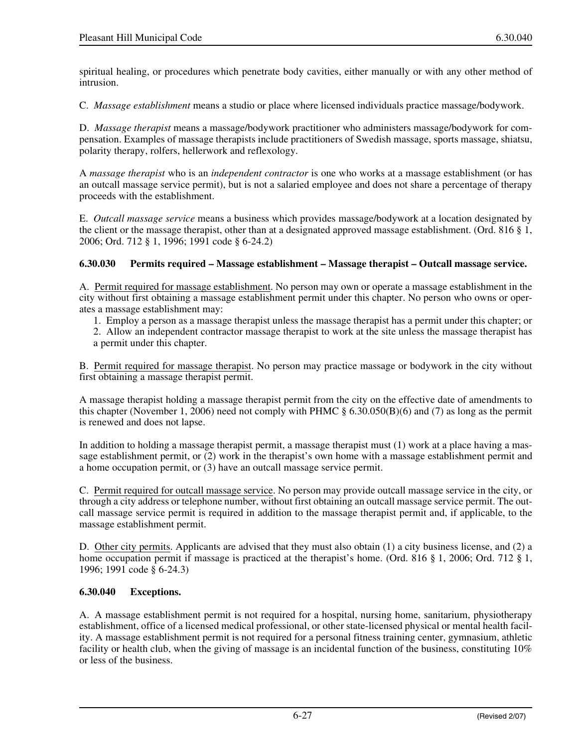spiritual healing, or procedures which penetrate body cavities, either manually or with any other method of intrusion.

C. *Massage establishment* means a studio or place where licensed individuals practice massage/bodywork.

D. *Massage therapist* means a massage/bodywork practitioner who administers massage/bodywork for compensation. Examples of massage therapists include practitioners of Swedish massage, sports massage, shiatsu, polarity therapy, rolfers, hellerwork and reflexology.

A *massage therapist* who is an *independent contractor* is one who works at a massage establishment (or has an outcall massage service permit), but is not a salaried employee and does not share a percentage of therapy proceeds with the establishment.

E. *Outcall massage service* means a business which provides massage/bodywork at a location designated by the client or the massage therapist, other than at a designated approved massage establishment. (Ord. 816 § 1, 2006; Ord. 712 § 1, 1996; 1991 code § 6-24.2)

### 6.30.030 Permits required – Massage establishment – Massage therapist – Outcall massage service.

A. Permit required for massage establishment. No person may own or operate a massage establishment in the city without first obtaining a massage establishment permit under this chapter. No person who owns or operates a massage establishment may:

1. Employ a person as a massage therapist unless the massage therapist has a permit under this chapter; or
2. Allow an independent contractor massage therapist to work at the site unless the massage therapist has a permit under this chapter.

B. Permit required for massage therapist. No person may practice massage or bodywork in the city without first obtaining a massage therapist permit.

A massage therapist holding a massage therapist permit from the city on the effective date of amendments to this chapter (November 1, 2006) need not comply with PHMC § 6.30.050(B)(6) and (7) as long as the permit is renewed and does not lapse.

In addition to holding a massage therapist permit, a massage therapist must (1) work at a place having a massage establishment permit, or (2) work in the therapist's own home with a massage establishment permit and a home occupation permit, or (3) have an outcall massage service permit.

C. Permit required for outcall massage service. No person may provide outcall massage service in the city, or through a city address or telephone number, without first obtaining an outcall massage service permit. The outcall massage service permit is required in addition to the massage therapist permit and, if applicable, to the massage establishment permit.

D. Other city permits. Applicants are advised that they must also obtain (1) a city business license, and (2) a home occupation permit if massage is practiced at the therapist's home. (Ord. 816 § 1, 2006; Ord. 712 § 1, 1996; 1991 code § 6-24.3)

### 6.30.040 Exceptions.

A. A massage establishment permit is not required for a hospital, nursing home, sanitarium, physiotherapy establishment, office of a licensed medical professional, or other state-licensed physical or mental health facility. A massage establishment permit is not required for a personal fitness training center, gymnasium, athletic facility or health club, when the giving of massage is an incidental function of the business, constituting 10% or less of the business.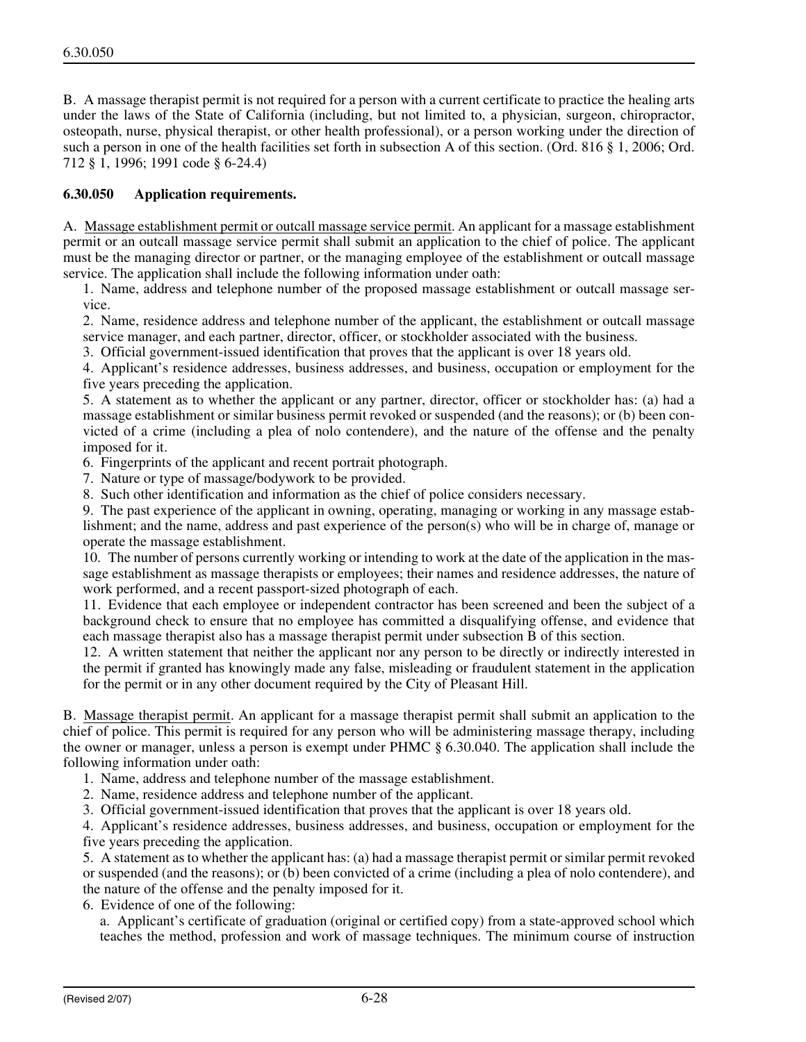B. A massage therapist permit is not required for a person with a current certificate to practice the healing arts under the laws of the State of California (including, but not limited to, a physician, surgeon, chiropractor, osteopath, nurse, physical therapist, or other health professional), or a person working under the direction of such a person in one of the health facilities set forth in subsection A of this section. (Ord. 816 § 1, 2006; Ord. 712 § 1, 1996; 1991 code § 6-24.4)

### 6.30.050 Application requirements.

A. Massage establishment permit or outcall massage service permit. An applicant for a massage establishment permit or an outcall massage service permit shall submit an application to the chief of police. The applicant must be the managing director or partner, or the managing employee of the establishment or outcall massage service. The application shall include the following information under oath:

1. Name, address and telephone number of the proposed massage establishment or outcall massage service.
2. Name, residence address and telephone number of the applicant, the establishment or outcall massage service manager, and each partner, director, officer, or stockholder associated with the business.
3. Official government-issued identification that proves that the applicant is over 18 years old.
4. Applicant's residence addresses, business addresses, and business, occupation or employment for the five years preceding the application.
5. A statement as to whether the applicant or any partner, director, officer or stockholder has: (a) had a massage establishment or similar business permit revoked or suspended (and the reasons); or (b) been convicted of a crime (including a plea of nolo contendere), and the nature of the offense and the penalty imposed for it.
6. Fingerprints of the applicant and recent portrait photograph.
7. Nature or type of massage/bodywork to be provided.
8. Such other identification and information as the chief of police considers necessary.
9. The past experience of the applicant in owning, operating, managing or working in any massage establishment; and the name, address and past experience of the person(s) who will be in charge of, manage or operate the massage establishment.
10. The number of persons currently working or intending to work at the date of the application in the massage establishment as massage therapists or employees; their names and residence addresses, the nature of work performed, and a recent passport-sized photograph of each.
11. Evidence that each employee or independent contractor has been screened and been the subject of a background check to ensure that no employee has committed a disqualifying offense, and evidence that each massage therapist also has a massage therapist permit under subsection B of this section.
12. A written statement that neither the applicant nor any person to be directly or indirectly interested in the permit if granted has knowingly made any false, misleading or fraudulent statement in the application for the permit or in any other document required by the City of Pleasant Hill.

B. Massage therapist permit. An applicant for a massage therapist permit shall submit an application to the chief of police. This permit is required for any person who will be administering massage therapy, including the owner or manager, unless a person is exempt under PHMC § 6.30.040. The application shall include the following information under oath:

1. Name, address and telephone number of the massage establishment.
2. Name, residence address and telephone number of the applicant.
3. Official government-issued identification that proves that the applicant is over 18 years old.
4. Applicant's residence addresses, business addresses, and business, occupation or employment for the five years preceding the application.
5. A statement as to whether the applicant has: (a) had a massage therapist permit or similar permit revoked or suspended (and the reasons); or (b) been convicted of a crime (including a plea of nolo contendere), and the nature of the offense and the penalty imposed for it.
6. Evidence of one of the following:
   a. Applicant's certificate of graduation (original or certified copy) from a state-approved school which teaches the method, profession and work of massage techniques. The minimum course of instruction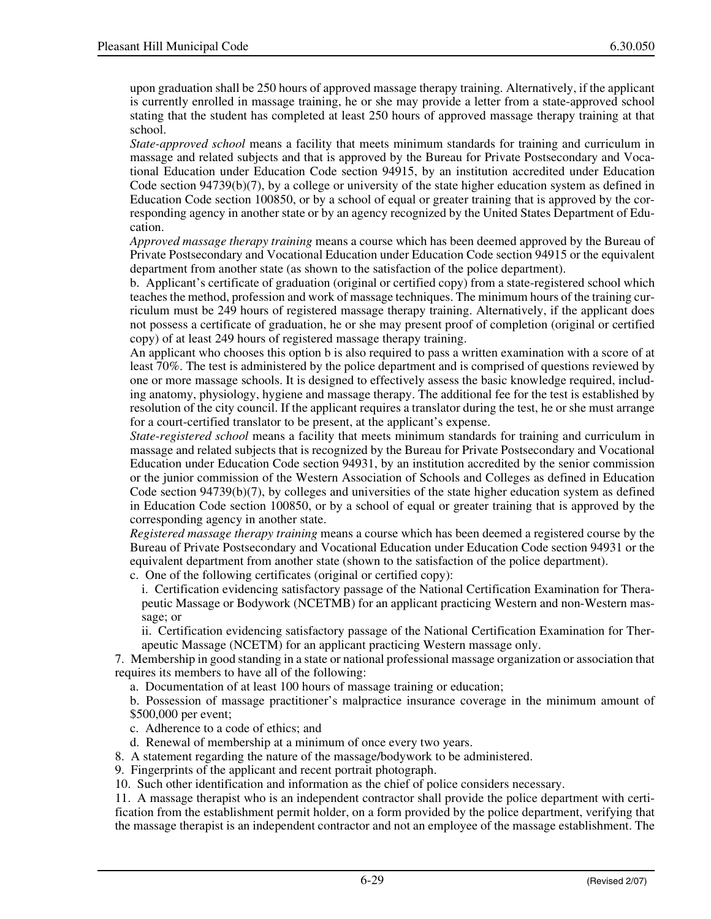upon graduation shall be 250 hours of approved massage therapy training. Alternatively, if the applicant is currently enrolled in massage training, he or she may provide a letter from a state-approved school stating that the student has completed at least 250 hours of approved massage therapy training at that school.

*State-approved school* means a facility that meets minimum standards for training and curriculum in massage and related subjects and that is approved by the Bureau for Private Postsecondary and Vocational Education under Education Code section 94915, by an institution accredited under Education Code section 94739(b)(7), by a college or university of the state higher education system as defined in Education Code section 100850, or by a school of equal or greater training that is approved by the corresponding agency in another state or by an agency recognized by the United States Department of Education.

*Approved massage therapy training* means a course which has been deemed approved by the Bureau of Private Postsecondary and Vocational Education under Education Code section 94915 or the equivalent department from another state (as shown to the satisfaction of the police department).

b. Applicant's certificate of graduation (original or certified copy) from a state-registered school which teaches the method, profession and work of massage techniques. The minimum hours of the training curriculum must be 249 hours of registered massage therapy training. Alternatively, if the applicant does not possess a certificate of graduation, he or she may present proof of completion (original or certified copy) of at least 249 hours of registered massage therapy training.

An applicant who chooses this option b is also required to pass a written examination with a score of at least 70%. The test is administered by the police department and is comprised of questions reviewed by one or more massage schools. It is designed to effectively assess the basic knowledge required, including anatomy, physiology, hygiene and massage therapy. The additional fee for the test is established by resolution of the city council. If the applicant requires a translator during the test, he or she must arrange for a court-certified translator to be present, at the applicant's expense.

*State-registered school* means a facility that meets minimum standards for training and curriculum in massage and related subjects that is recognized by the Bureau for Private Postsecondary and Vocational Education under Education Code section 94931, by an institution accredited by the senior commission or the junior commission of the Western Association of Schools and Colleges as defined in Education Code section 94739(b)(7), by colleges and universities of the state higher education system as defined in Education Code section 100850, or by a school of equal or greater training that is approved by the corresponding agency in another state.

*Registered massage therapy training* means a course which has been deemed a registered course by the Bureau of Private Postsecondary and Vocational Education under Education Code section 94931 or the equivalent department from another state (shown to the satisfaction of the police department).

c. One of the following certificates (original or certified copy):

i. Certification evidencing satisfactory passage of the National Certification Examination for Therapeutic Massage or Bodywork (NCETMB) for an applicant practicing Western and non-Western massage; or

ii. Certification evidencing satisfactory passage of the National Certification Examination for Therapeutic Massage (NCETM) for an applicant practicing Western massage only.

7. Membership in good standing in a state or national professional massage organization or association that requires its members to have all of the following:

a. Documentation of at least 100 hours of massage training or education;

b. Possession of massage practitioner's malpractice insurance coverage in the minimum amount of $500,000 per event;

c. Adherence to a code of ethics; and

d. Renewal of membership at a minimum of once every two years.

8. A statement regarding the nature of the massage/bodywork to be administered.

9. Fingerprints of the applicant and recent portrait photograph.

10. Such other identification and information as the chief of police considers necessary.

11. A massage therapist who is an independent contractor shall provide the police department with certification from the establishment permit holder, on a form provided by the police department, verifying that the massage therapist is an independent contractor and not an employee of the massage establishment. The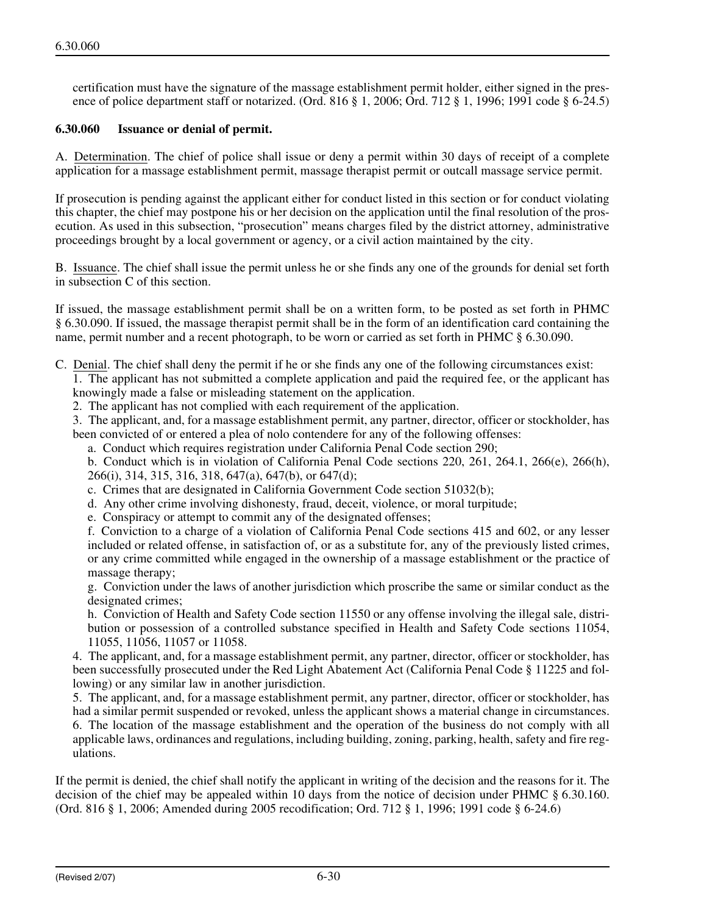certification must have the signature of the massage establishment permit holder, either signed in the presence of police department staff or notarized. (Ord. 816 § 1, 2006; Ord. 712 § 1, 1996; 1991 code § 6-24.5)

### 6.30.060 Issuance or denial of permit.

A. Determination. The chief of police shall issue or deny a permit within 30 days of receipt of a complete application for a massage establishment permit, massage therapist permit or outcall massage service permit.

If prosecution is pending against the applicant either for conduct listed in this section or for conduct violating this chapter, the chief may postpone his or her decision on the application until the final resolution of the prosecution. As used in this subsection, "prosecution" means charges filed by the district attorney, administrative proceedings brought by a local government or agency, or a civil action maintained by the city.

B. Issuance. The chief shall issue the permit unless he or she finds any one of the grounds for denial set forth in subsection C of this section.

If issued, the massage establishment permit shall be on a written form, to be posted as set forth in PHMC § 6.30.090. If issued, the massage therapist permit shall be in the form of an identification card containing the name, permit number and a recent photograph, to be worn or carried as set forth in PHMC § 6.30.090.

C. Denial. The chief shall deny the permit if he or she finds any one of the following circumstances exist:

1. The applicant has not submitted a complete application and paid the required fee, or the applicant has knowingly made a false or misleading statement on the application.
2. The applicant has not complied with each requirement of the application.
3. The applicant, and, for a massage establishment permit, any partner, director, officer or stockholder, has been convicted of or entered a plea of nolo contendere for any of the following offenses:
   a. Conduct which requires registration under California Penal Code section 290;
   b. Conduct which is in violation of California Penal Code sections 220, 261, 264.1, 266(e), 266(h), 266(i), 314, 315, 316, 318, 647(a), 647(b), or 647(d);
   c. Crimes that are designated in California Government Code section 51032(b);
   d. Any other crime involving dishonesty, fraud, deceit, violence, or moral turpitude;
   e. Conspiracy or attempt to commit any of the designated offenses;
   f. Conviction to a charge of a violation of California Penal Code sections 415 and 602, or any lesser included or related offense, in satisfaction of, or as a substitute for, any of the previously listed crimes, or any crime committed while engaged in the ownership of a massage establishment or the practice of massage therapy;
   g. Conviction under the laws of another jurisdiction which proscribe the same or similar conduct as the designated crimes;
   h. Conviction of Health and Safety Code section 11550 or any offense involving the illegal sale, distribution or possession of a controlled substance specified in Health and Safety Code sections 11054, 11055, 11056, 11057 or 11058.
4. The applicant, and, for a massage establishment permit, any partner, director, officer or stockholder, has been successfully prosecuted under the Red Light Abatement Act (California Penal Code § 11225 and following) or any similar law in another jurisdiction.
5. The applicant, and, for a massage establishment permit, any partner, director, officer or stockholder, has had a similar permit suspended or revoked, unless the applicant shows a material change in circumstances.
6. The location of the massage establishment and the operation of the business do not comply with all applicable laws, ordinances and regulations, including building, zoning, parking, health, safety and fire regulations.

If the permit is denied, the chief shall notify the applicant in writing of the decision and the reasons for it. The decision of the chief may be appealed within 10 days from the notice of decision under PHMC § 6.30.160. (Ord. 816 § 1, 2006; Amended during 2005 recodification; Ord. 712 § 1, 1996; 1991 code § 6-24.6)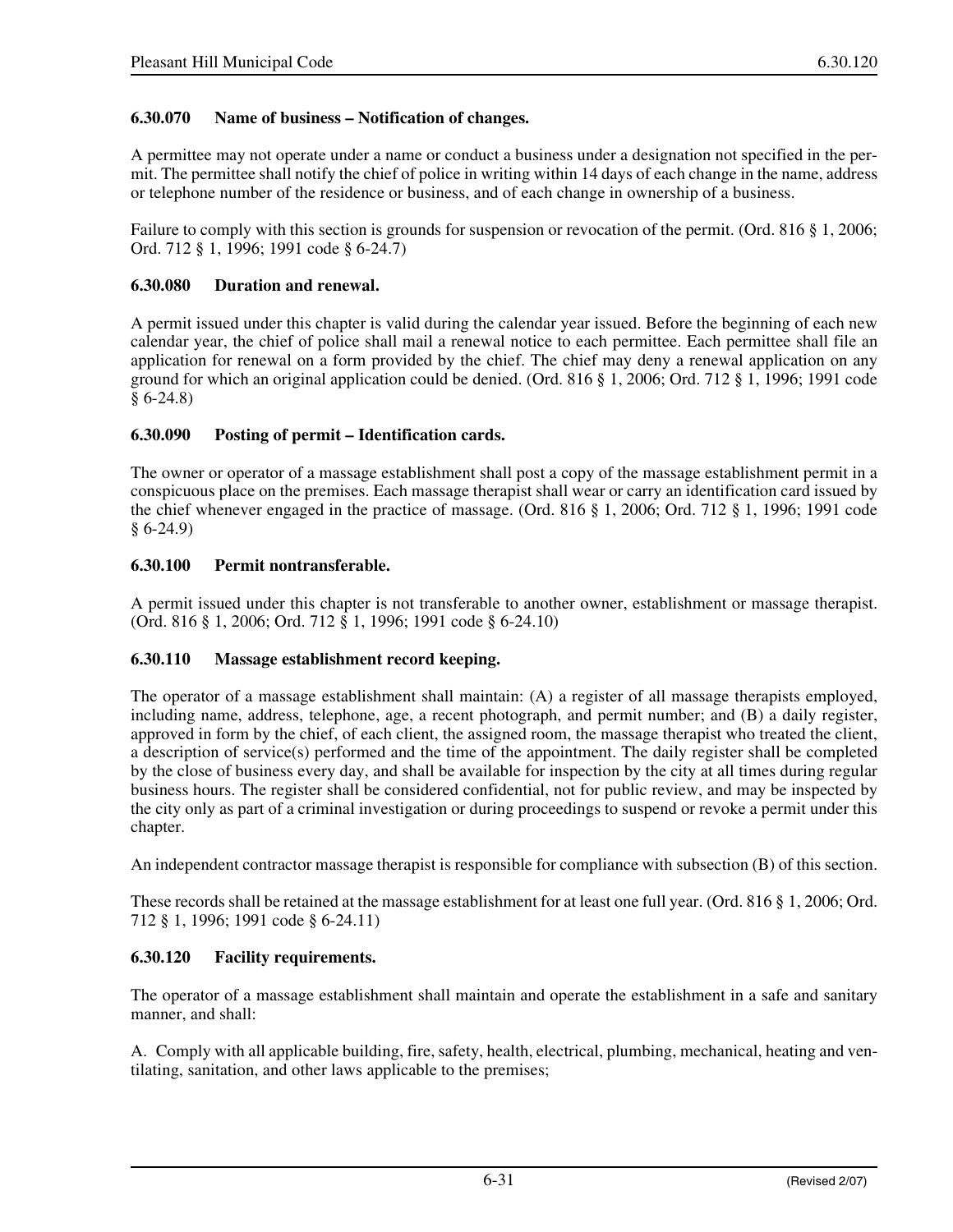### 6.30.070 Name of business – Notification of changes.

A permittee may not operate under a name or conduct a business under a designation not specified in the permit. The permittee shall notify the chief of police in writing within 14 days of each change in the name, address or telephone number of the residence or business, and of each change in ownership of a business.

Failure to comply with this section is grounds for suspension or revocation of the permit. (Ord. 816 § 1, 2006; Ord. 712 § 1, 1996; 1991 code § 6-24.7)

### 6.30.080 Duration and renewal.

A permit issued under this chapter is valid during the calendar year issued. Before the beginning of each new calendar year, the chief of police shall mail a renewal notice to each permittee. Each permittee shall file an application for renewal on a form provided by the chief. The chief may deny a renewal application on any ground for which an original application could be denied. (Ord. 816 § 1, 2006; Ord. 712 § 1, 1996; 1991 code § 6-24.8)

### 6.30.090 Posting of permit – Identification cards.

The owner or operator of a massage establishment shall post a copy of the massage establishment permit in a conspicuous place on the premises. Each massage therapist shall wear or carry an identification card issued by the chief whenever engaged in the practice of massage. (Ord. 816 § 1, 2006; Ord. 712 § 1, 1996; 1991 code § 6-24.9)

### 6.30.100 Permit nontransferable.

A permit issued under this chapter is not transferable to another owner, establishment or massage therapist. (Ord. 816 § 1, 2006; Ord. 712 § 1, 1996; 1991 code § 6-24.10)

### 6.30.110 Massage establishment record keeping.

The operator of a massage establishment shall maintain: (A) a register of all massage therapists employed, including name, address, telephone, age, a recent photograph, and permit number; and (B) a daily register, approved in form by the chief, of each client, the assigned room, the massage therapist who treated the client, a description of service(s) performed and the time of the appointment. The daily register shall be completed by the close of business every day, and shall be available for inspection by the city at all times during regular business hours. The register shall be considered confidential, not for public review, and may be inspected by the city only as part of a criminal investigation or during proceedings to suspend or revoke a permit under this chapter.

An independent contractor massage therapist is responsible for compliance with subsection (B) of this section.

These records shall be retained at the massage establishment for at least one full year. (Ord. 816 § 1, 2006; Ord. 712 § 1, 1996; 1991 code § 6-24.11)

### 6.30.120 Facility requirements.

The operator of a massage establishment shall maintain and operate the establishment in a safe and sanitary manner, and shall:

A. Comply with all applicable building, fire, safety, health, electrical, plumbing, mechanical, heating and ventilating, sanitation, and other laws applicable to the premises;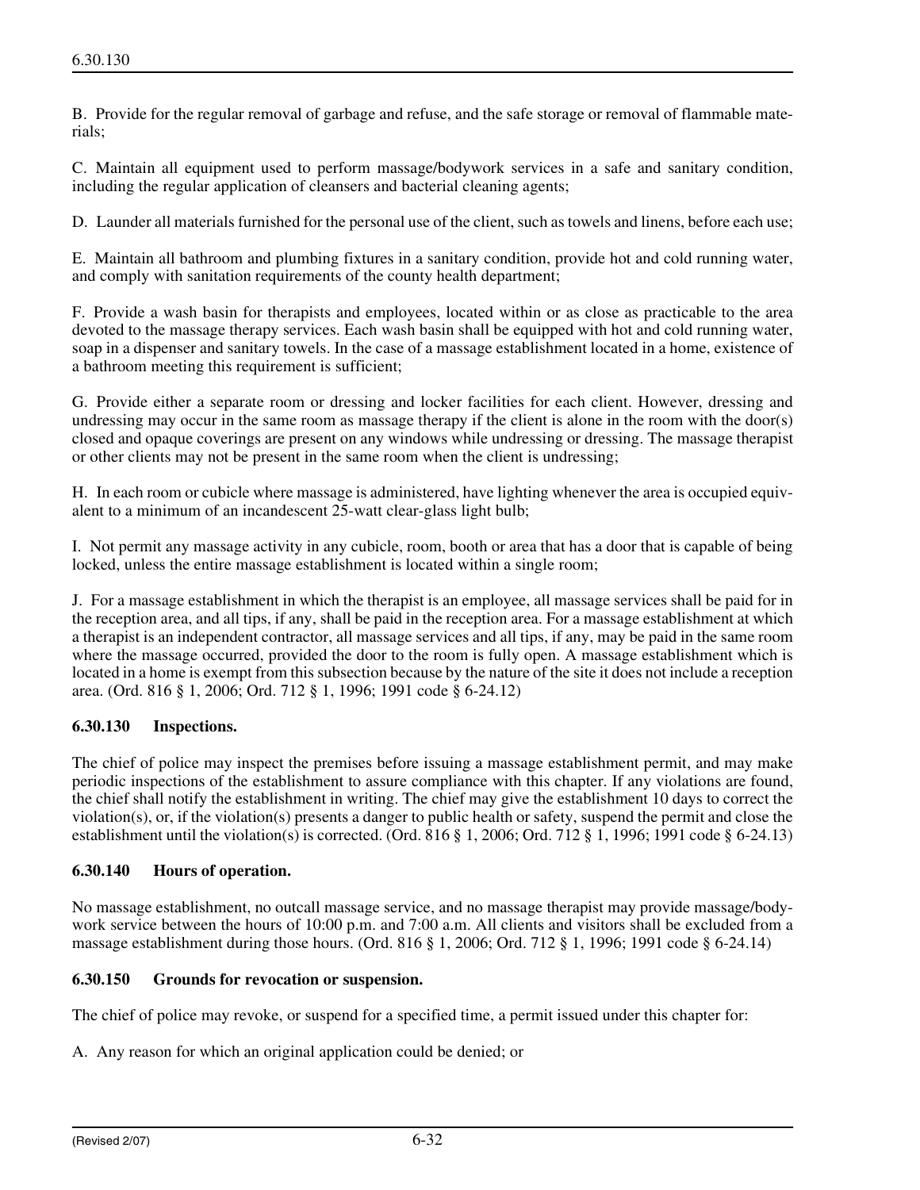B. Provide for the regular removal of garbage and refuse, and the safe storage or removal of flammable materials;

C. Maintain all equipment used to perform massage/bodywork services in a safe and sanitary condition, including the regular application of cleansers and bacterial cleaning agents;

D. Launder all materials furnished for the personal use of the client, such as towels and linens, before each use;

E. Maintain all bathroom and plumbing fixtures in a sanitary condition, provide hot and cold running water, and comply with sanitation requirements of the county health department;

F. Provide a wash basin for therapists and employees, located within or as close as practicable to the area devoted to the massage therapy services. Each wash basin shall be equipped with hot and cold running water, soap in a dispenser and sanitary towels. In the case of a massage establishment located in a home, existence of a bathroom meeting this requirement is sufficient;

G. Provide either a separate room or dressing and locker facilities for each client. However, dressing and undressing may occur in the same room as massage therapy if the client is alone in the room with the door(s) closed and opaque coverings are present on any windows while undressing or dressing. The massage therapist or other clients may not be present in the same room when the client is undressing;

H. In each room or cubicle where massage is administered, have lighting whenever the area is occupied equivalent to a minimum of an incandescent 25-watt clear-glass light bulb;

I. Not permit any massage activity in any cubicle, room, booth or area that has a door that is capable of being locked, unless the entire massage establishment is located within a single room;

J. For a massage establishment in which the therapist is an employee, all massage services shall be paid for in the reception area, and all tips, if any, shall be paid in the reception area. For a massage establishment at which a therapist is an independent contractor, all massage services and all tips, if any, may be paid in the same room where the massage occurred, provided the door to the room is fully open. A massage establishment which is located in a home is exempt from this subsection because by the nature of the site it does not include a reception area. (Ord. 816 § 1, 2006; Ord. 712 § 1, 1996; 1991 code § 6-24.12)

### 6.30.130 Inspections.

The chief of police may inspect the premises before issuing a massage establishment permit, and may make periodic inspections of the establishment to assure compliance with this chapter. If any violations are found, the chief shall notify the establishment in writing. The chief may give the establishment 10 days to correct the violation(s), or, if the violation(s) presents a danger to public health or safety, suspend the permit and close the establishment until the violation(s) is corrected. (Ord. 816 § 1, 2006; Ord. 712 § 1, 1996; 1991 code § 6-24.13)

### 6.30.140 Hours of operation.

No massage establishment, no outcall massage service, and no massage therapist may provide massage/bodywork service between the hours of 10:00 p.m. and 7:00 a.m. All clients and visitors shall be excluded from a massage establishment during those hours. (Ord. 816 § 1, 2006; Ord. 712 § 1, 1996; 1991 code § 6-24.14)

### 6.30.150 Grounds for revocation or suspension.

The chief of police may revoke, or suspend for a specified time, a permit issued under this chapter for:

A. Any reason for which an original application could be denied; or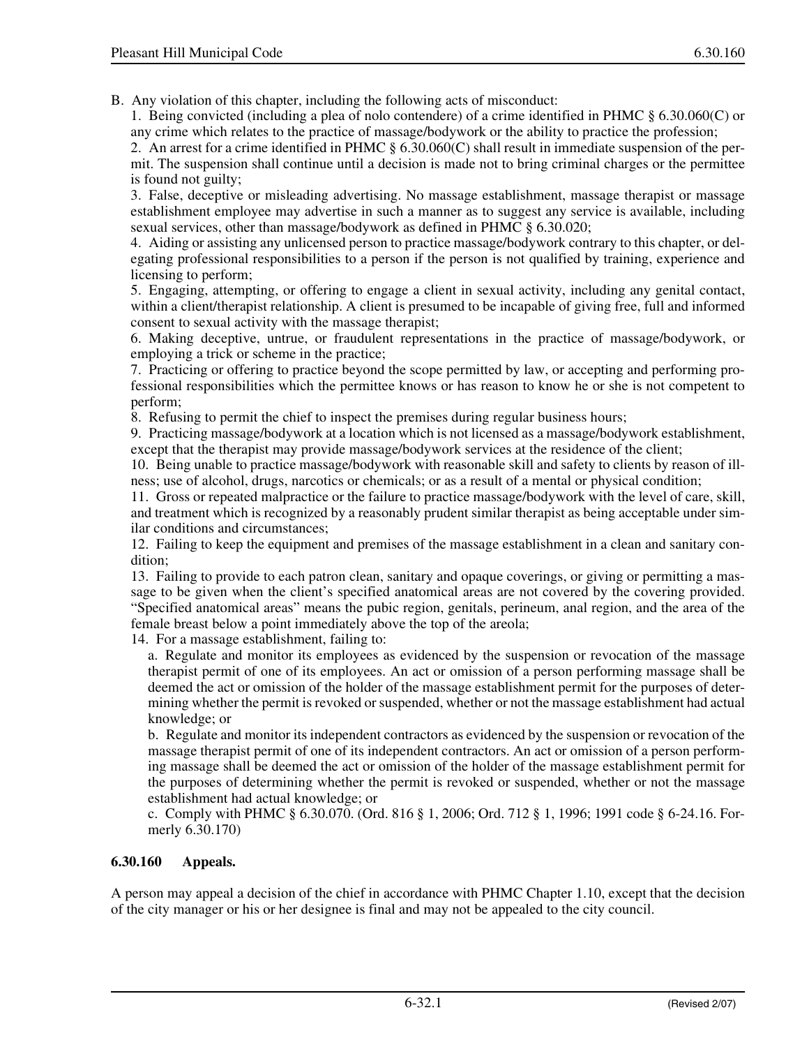B. Any violation of this chapter, including the following acts of misconduct:

1. Being convicted (including a plea of nolo contendere) of a crime identified in PHMC § 6.30.060(C) or any crime which relates to the practice of massage/bodywork or the ability to practice the profession;

2. An arrest for a crime identified in PHMC § 6.30.060(C) shall result in immediate suspension of the permit. The suspension shall continue until a decision is made not to bring criminal charges or the permittee is found not guilty;

3. False, deceptive or misleading advertising. No massage establishment, massage therapist or massage establishment employee may advertise in such a manner as to suggest any service is available, including sexual services, other than massage/bodywork as defined in PHMC § 6.30.020;

4. Aiding or assisting any unlicensed person to practice massage/bodywork contrary to this chapter, or delegating professional responsibilities to a person if the person is not qualified by training, experience and licensing to perform;

5. Engaging, attempting, or offering to engage a client in sexual activity, including any genital contact, within a client/therapist relationship. A client is presumed to be incapable of giving free, full and informed consent to sexual activity with the massage therapist;

6. Making deceptive, untrue, or fraudulent representations in the practice of massage/bodywork, or employing a trick or scheme in the practice;

7. Practicing or offering to practice beyond the scope permitted by law, or accepting and performing professional responsibilities which the permittee knows or has reason to know he or she is not competent to perform;

8. Refusing to permit the chief to inspect the premises during regular business hours;

9. Practicing massage/bodywork at a location which is not licensed as a massage/bodywork establishment, except that the therapist may provide massage/bodywork services at the residence of the client;

10. Being unable to practice massage/bodywork with reasonable skill and safety to clients by reason of illness; use of alcohol, drugs, narcotics or chemicals; or as a result of a mental or physical condition;

11. Gross or repeated malpractice or the failure to practice massage/bodywork with the level of care, skill, and treatment which is recognized by a reasonably prudent similar therapist as being acceptable under similar conditions and circumstances;

12. Failing to keep the equipment and premises of the massage establishment in a clean and sanitary condition;

13. Failing to provide to each patron clean, sanitary and opaque coverings, or giving or permitting a massage to be given when the client's specified anatomical areas are not covered by the covering provided. "Specified anatomical areas" means the pubic region, genitals, perineum, anal region, and the area of the female breast below a point immediately above the top of the areola;

14. For a massage establishment, failing to:

a. Regulate and monitor its employees as evidenced by the suspension or revocation of the massage therapist permit of one of its employees. An act or omission of a person performing massage shall be deemed the act or omission of the holder of the massage establishment permit for the purposes of determining whether the permit is revoked or suspended, whether or not the massage establishment had actual knowledge; or

b. Regulate and monitor its independent contractors as evidenced by the suspension or revocation of the massage therapist permit of one of its independent contractors. An act or omission of a person performing massage shall be deemed the act or omission of the holder of the massage establishment permit for the purposes of determining whether the permit is revoked or suspended, whether or not the massage establishment had actual knowledge; or

c. Comply with PHMC § 6.30.070. (Ord. 816 § 1, 2006; Ord. 712 § 1, 1996; 1991 code § 6-24.16. Formerly 6.30.170)

### 6.30.160 Appeals.

A person may appeal a decision of the chief in accordance with PHMC Chapter 1.10, except that the decision of the city manager or his or her designee is final and may not be appealed to the city council.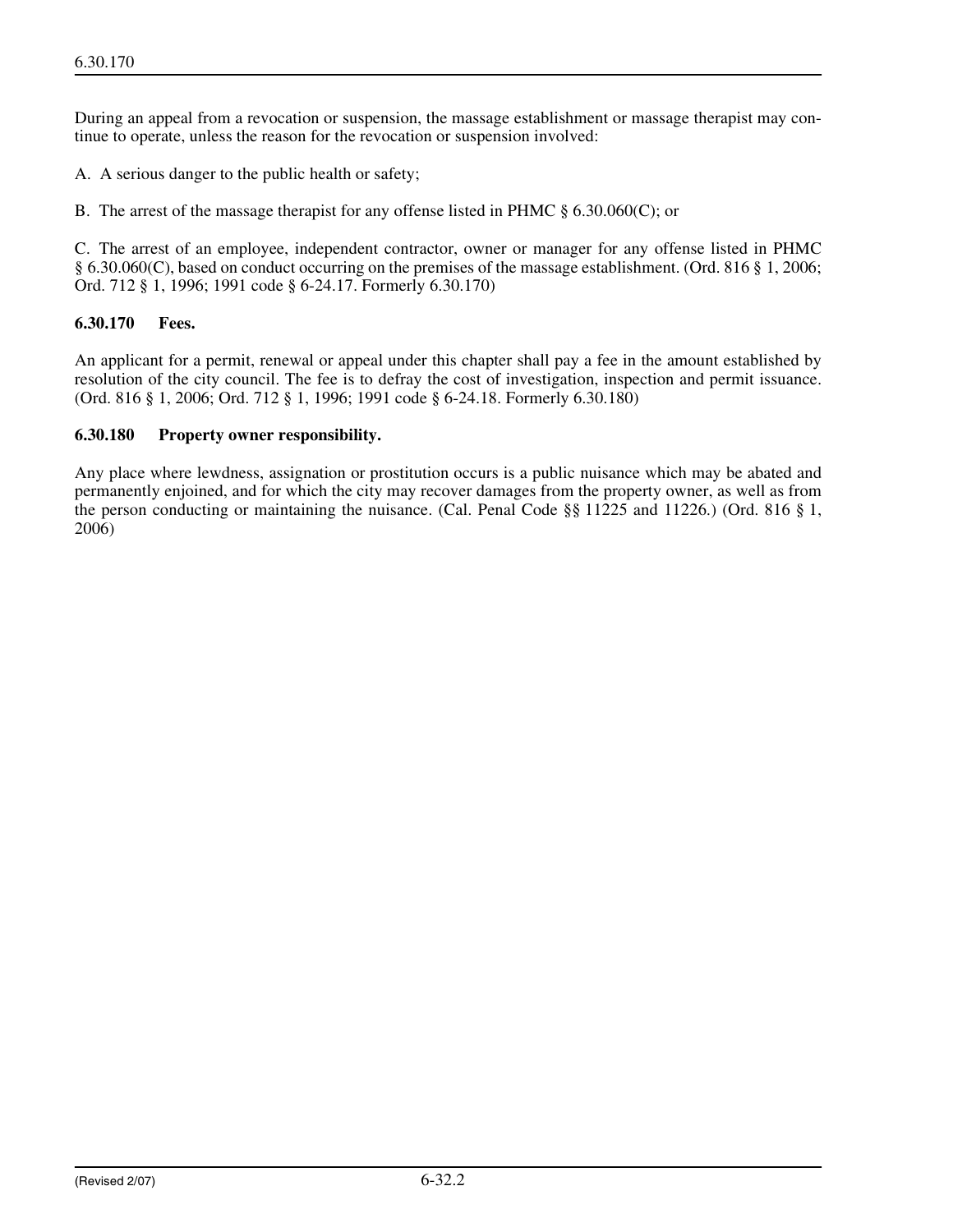During an appeal from a revocation or suspension, the massage establishment or massage therapist may continue to operate, unless the reason for the revocation or suspension involved:

A. A serious danger to the public health or safety;

B. The arrest of the massage therapist for any offense listed in PHMC § 6.30.060(C); or

C. The arrest of an employee, independent contractor, owner or manager for any offense listed in PHMC § 6.30.060(C), based on conduct occurring on the premises of the massage establishment. (Ord. 816 § 1, 2006; Ord. 712 § 1, 1996; 1991 code § 6-24.17. Formerly 6.30.170)

**6.30.170 Fees.**

An applicant for a permit, renewal or appeal under this chapter shall pay a fee in the amount established by resolution of the city council. The fee is to defray the cost of investigation, inspection and permit issuance. (Ord. 816 § 1, 2006; Ord. 712 § 1, 1996; 1991 code § 6-24.18. Formerly 6.30.180)

**6.30.180 Property owner responsibility.**

Any place where lewdness, assignation or prostitution occurs is a public nuisance which may be abated and permanently enjoined, and for which the city may recover damages from the property owner, as well as from the person conducting or maintaining the nuisance. (Cal. Penal Code §§ 11225 and 11226.) (Ord. 816 § 1, 2006)